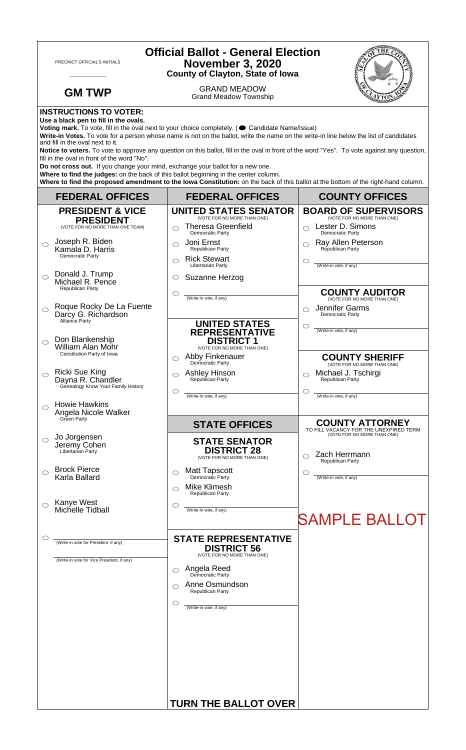PRECINCT OFFICIAL'S INITIALS

___________

# Official Ballot - General Election
## November 3, 2020
**County of Clayton, State of Iowa**

**GM TWP**

GRAND MEADOW
Grand Meadow Township

**INSTRUCTIONS TO VOTER:**
**Use a black pen to fill in the ovals.**
**Voting mark.** To vote, fill in the oval next to your choice completely. (● Candidate Name/Issue)
**Write-in Votes.** To vote for a person whose name is not on the ballot, write the name on the write-in line below the list of candidates and fill in the oval next to it.
**Notice to voters.** To vote to approve any question on this ballot, fill in the oval in front of the word "Yes". To vote against any question, fill in the oval in front of the word "No".
**Do not cross out.** If you change your mind, exchange your ballot for a new one.
**Where to find the judges:** on the back of this ballot beginning in the center column.
**Where to find the proposed amendment to the Iowa Constitution:** on the back of this ballot at the bottom of the right-hand column.

## FEDERAL OFFICES

### PRESIDENT & VICE PRESIDENT
(VOTE FOR NO MORE THAN ONE TEAM)

- ○ Joseph R. Biden / Kamala D. Harris — Democratic Party
- ○ Donald J. Trump / Michael R. Pence — Republican Party
- ○ Roque Rocky De La Fuente / Darcy G. Richardson — Alliance Party
- ○ Don Blankenship / William Alan Mohr — Constitution Party of Iowa
- ○ Ricki Sue King / Dayna R. Chandler — Genealogy Know Your Family History
- ○ Howie Hawkins / Angela Nicole Walker — Green Party
- ○ Jo Jorgensen / Jeremy Cohen — Libertarian Party
- ○ Brock Pierce / Karla Ballard
- ○ Kanye West / Michelle Tidball
- ○ ____________ (Write-in vote for President, if any)
  ____________ (Write-in vote for Vice President, if any)

## FEDERAL OFFICES

### UNITED STATES SENATOR
(VOTE FOR NO MORE THAN ONE)

- ○ Theresa Greenfield — Democratic Party
- ○ Joni Ernst — Republican Party
- ○ Rick Stewart — Libertarian Party
- ○ Suzanne Herzog
- ○ ____________ (Write-in vote, if any)

### UNITED STATES REPRESENTATIVE DISTRICT 1
(VOTE FOR NO MORE THAN ONE)

- ○ Abby Finkenauer — Democratic Party
- ○ Ashley Hinson — Republican Party
- ○ ____________ (Write-in vote, if any)

## STATE OFFICES

### STATE SENATOR DISTRICT 28
(VOTE FOR NO MORE THAN ONE)

- ○ Matt Tapscott — Democratic Party
- ○ Mike Klimesh — Republican Party
- ○ ____________ (Write-in vote, if any)

### STATE REPRESENTATIVE DISTRICT 56
(VOTE FOR NO MORE THAN ONE)

- ○ Angela Reed — Democratic Party
- ○ Anne Osmundson — Republican Party
- ○ ____________ (Write-in vote, if any)

**TURN THE BALLOT OVER**

## COUNTY OFFICES

### BOARD OF SUPERVISORS
(VOTE FOR NO MORE THAN ONE)

- ○ Lester D. Simons — Democratic Party
- ○ Ray Allen Peterson — Republican Party
- ○ ____________ (Write-in vote, if any)

### COUNTY AUDITOR
(VOTE FOR NO MORE THAN ONE)

- ○ Jennifer Garms — Democratic Party
- ○ ____________ (Write-in vote, if any)

### COUNTY SHERIFF
(VOTE FOR NO MORE THAN ONE)

- ○ Michael J. Tschirgi — Republican Party
- ○ ____________ (Write-in vote, if any)

### COUNTY ATTORNEY
TO FILL VACANCY FOR THE UNEXPIRED TERM
(VOTE FOR NO MORE THAN ONE)

- ○ Zach Herrmann — Republican Party
- ○ ____________ (Write-in vote, if any)

SAMPLE BALLOT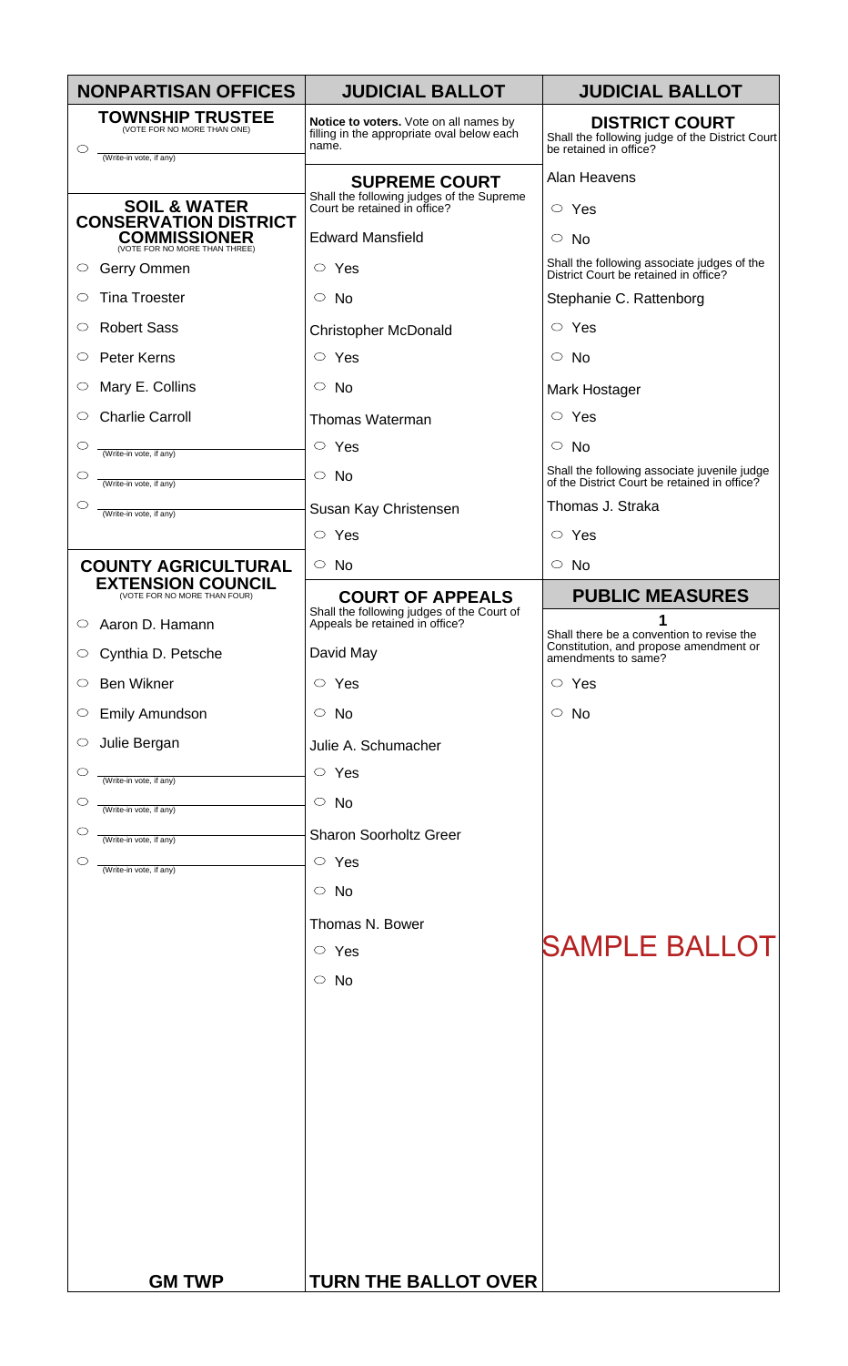## NONPARTISAN OFFICES

### TOWNSHIP TRUSTEE
(VOTE FOR NO MORE THAN ONE)

- ○ ________ (Write-in vote, if any)

### SOIL & WATER CONSERVATION DISTRICT COMMISSIONER
(VOTE FOR NO MORE THAN THREE)

- ○ Gerry Ommen
- ○ Tina Troester
- ○ Robert Sass
- ○ Peter Kerns
- ○ Mary E. Collins
- ○ Charlie Carroll
- ○ ________ (Write-in vote, if any)
- ○ ________ (Write-in vote, if any)
- ○ ________ (Write-in vote, if any)

### COUNTY AGRICULTURAL EXTENSION COUNCIL
(VOTE FOR NO MORE THAN FOUR)

- ○ Aaron D. Hamann
- ○ Cynthia D. Petsche
- ○ Ben Wikner
- ○ Emily Amundson
- ○ Julie Bergan
- ○ ________ (Write-in vote, if any)
- ○ ________ (Write-in vote, if any)
- ○ ________ (Write-in vote, if any)
- ○ ________ (Write-in vote, if any)

GM TWP

## JUDICIAL BALLOT

**Notice to voters.** Vote on all names by filling in the appropriate oval below each name.

### SUPREME COURT
Shall the following judges of the Supreme Court be retained in office?

Edward Mansfield
- ○ Yes
- ○ No

Christopher McDonald
- ○ Yes
- ○ No

Thomas Waterman
- ○ Yes
- ○ No

Susan Kay Christensen
- ○ Yes
- ○ No

### COURT OF APPEALS
Shall the following judges of the Court of Appeals be retained in office?

David May
- ○ Yes
- ○ No

Julie A. Schumacher
- ○ Yes
- ○ No

Sharon Soorholtz Greer
- ○ Yes
- ○ No

Thomas N. Bower
- ○ Yes
- ○ No

**TURN THE BALLOT OVER**

## JUDICIAL BALLOT

### DISTRICT COURT
Shall the following judge of the District Court be retained in office?

Alan Heavens
- ○ Yes
- ○ No

Shall the following associate judges of the District Court be retained in office?

Stephanie C. Rattenborg
- ○ Yes
- ○ No

Mark Hostager
- ○ Yes
- ○ No

Shall the following associate juvenile judge of the District Court be retained in office?

Thomas J. Straka
- ○ Yes
- ○ No

## PUBLIC MEASURES

**1**

Shall there be a convention to revise the Constitution, and propose amendment or amendments to same?

- ○ Yes
- ○ No

SAMPLE BALLOT